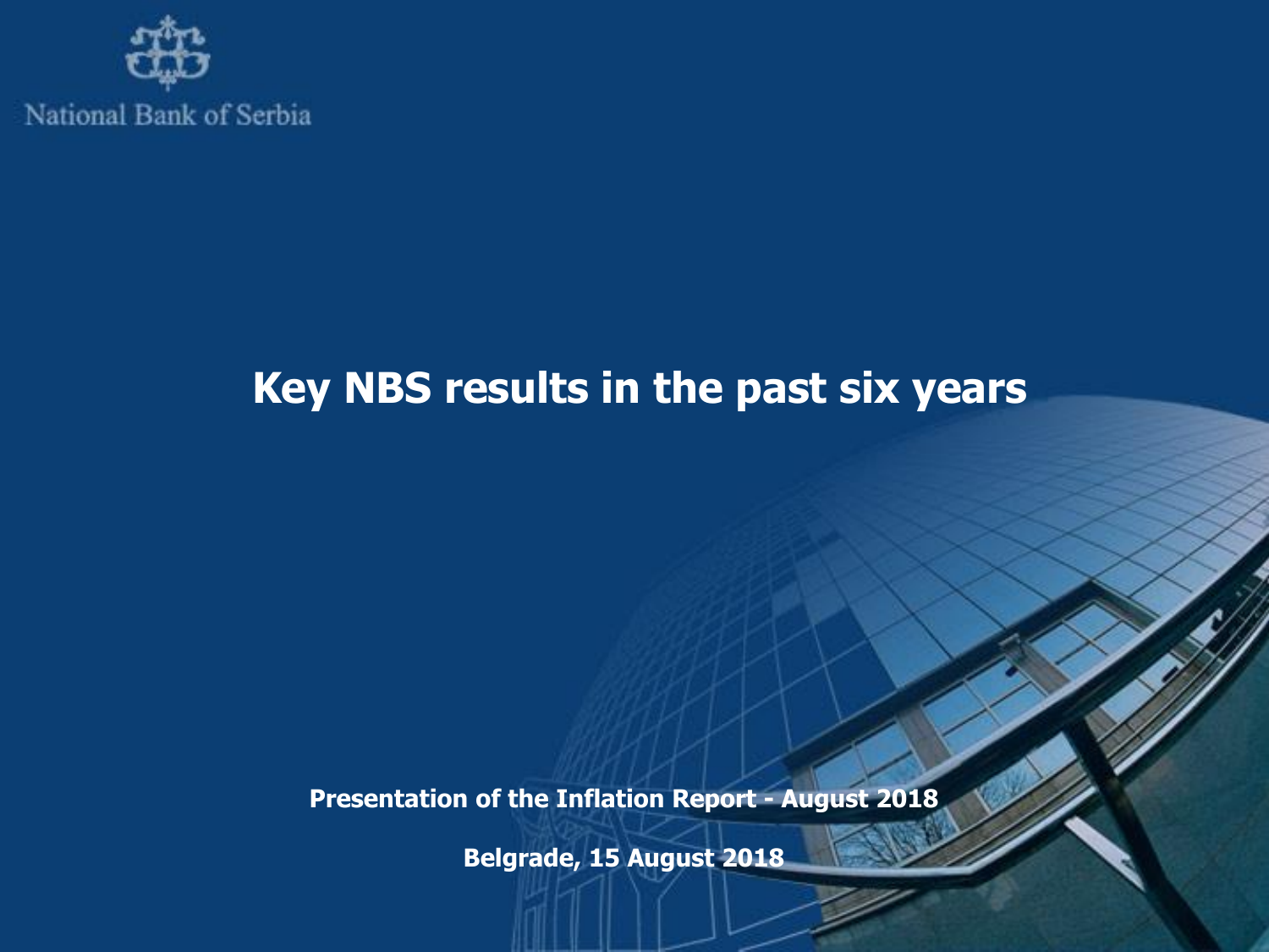National Bank of Serbia

# Key NBS results in the past six years

**Presentation of the Inflation Report - August 2018**

**Belgrade, 15 August 2018**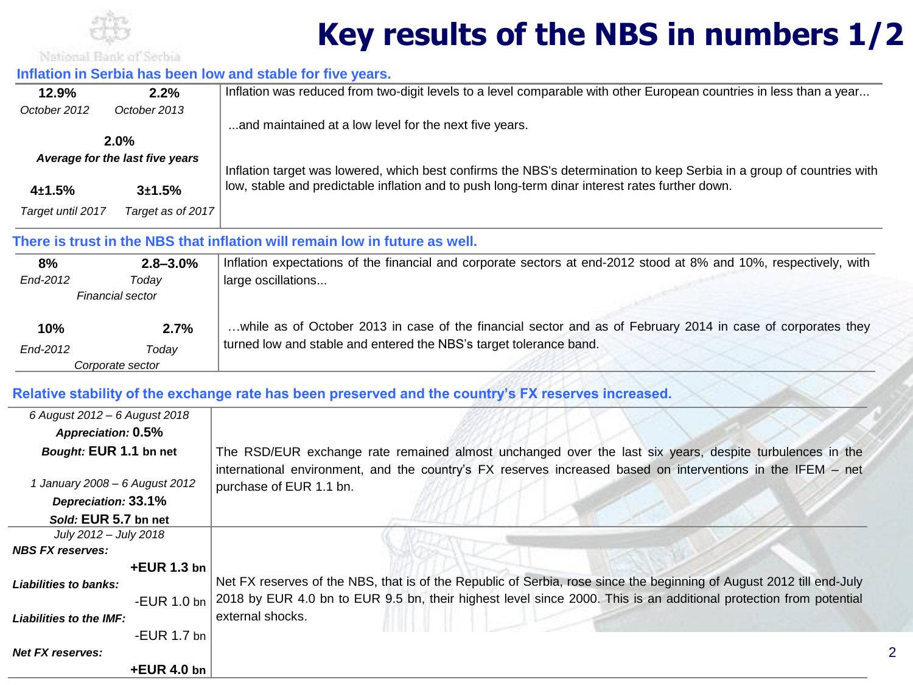# Key results of the NBS in numbers 1/2

## Inflation in Serbia has been low and stable for five years.

| | |
|---|---|
| **12.9%** *October 2012* — **2.2%** *October 2013* | Inflation was reduced from two-digit levels to a level comparable with other European countries in less than a year... |
| **2.0%** *Average for the last five years* | ...and maintained at a low level for the next five years. |
| **4±1.5%** *Target until 2017* — **3±1.5%** *Target as of 2017* | Inflation target was lowered, which best confirms the NBS's determination to keep Serbia in a group of countries with low, stable and predictable inflation and to push long-term dinar interest rates further down. |

## There is trust in the NBS that inflation will remain low in future as well.

| | |
|---|---|
| **8%** *End-2012* — **2.8–3.0%** *Today* *Financial sector* | Inflation expectations of the financial and corporate sectors at end-2012 stood at 8% and 10%, respectively, with large oscillations... |
| **10%** *End-2012* — **2.7%** *Today* *Corporate sector* | …while as of October 2013 in case of the financial sector and as of February 2014 in case of corporates they turned low and stable and entered the NBS's target tolerance band. |

## Relative stability of the exchange rate has been preserved and the country's FX reserves increased.

| | |
|---|---|
| *6 August 2012 – 6 August 2018* *Appreciation:* **0.5%** *Bought:* **EUR 1.1 bn net**<br>*1 January 2008 – 6 August 2012* *Depreciation:* **33.1%** *Sold:* **EUR 5.7 bn net** | The RSD/EUR exchange rate remained almost unchanged over the last six years, despite turbulences in the international environment, and the country's FX reserves increased based on interventions in the IFEM – net purchase of EUR 1.1 bn. |
| *July 2012 – July 2018*<br>***NBS FX reserves:*** **+EUR 1.3 bn**<br>***Liabilities to banks:*** -EUR 1.0 bn<br>***Liabilities to the IMF:*** -EUR 1.7 bn<br>***Net FX reserves:*** **+EUR 4.0 bn** | Net FX reserves of the NBS, that is of the Republic of Serbia, rose since the beginning of August 2012 till end-July 2018 by EUR 4.0 bn to EUR 9.5 bn, their highest level since 2000. This is an additional protection from potential external shocks. |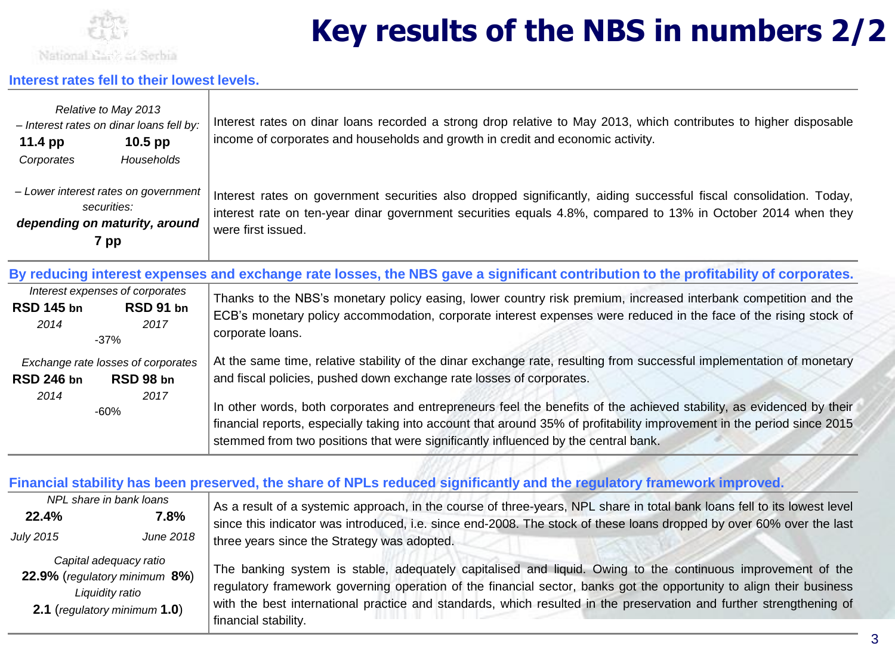# Key results of the NBS in numbers 2/2

## Interest rates fell to their lowest levels.

| | |
|---|---|
| *Relative to May 2013* <br> *– Interest rates on dinar loans fell by:* <br> **11.4 pp** *Corporates* <br> **10.5 pp** *Households* | Interest rates on dinar loans recorded a strong drop relative to May 2013, which contributes to higher disposable income of corporates and households and growth in credit and economic activity. |
| *– Lower interest rates on government securities:* <br> ***depending on maturity, around* 7 pp** | Interest rates on government securities also dropped significantly, aiding successful fiscal consolidation. Today, interest rate on ten-year dinar government securities equals 4.8%, compared to 13% in October 2014 when they were first issued. |

## By reducing interest expenses and exchange rate losses, the NBS gave a significant contribution to the profitability of corporates.

| | |
|---|---|
| *Interest expenses of corporates* <br> **RSD 145 bn** *2014* <br> **RSD 91 bn** *2017* <br> -37% | Thanks to the NBS's monetary policy easing, lower country risk premium, increased interbank competition and the ECB's monetary policy accommodation, corporate interest expenses were reduced in the face of the rising stock of corporate loans. |
| *Exchange rate losses of corporates* <br> **RSD 246 bn** *2014* <br> **RSD 98 bn** *2017* <br> -60% | At the same time, relative stability of the dinar exchange rate, resulting from successful implementation of monetary and fiscal policies, pushed down exchange rate losses of corporates. <br><br> In other words, both corporates and entrepreneurs feel the benefits of the achieved stability, as evidenced by their financial reports, especially taking into account that around 35% of profitability improvement in the period since 2015 stemmed from two positions that were significantly influenced by the central bank. |

## Financial stability has been preserved, the share of NPLs reduced significantly and the regulatory framework improved.

| | |
|---|---|
| *NPL share in bank loans* <br> **22.4%** *July 2015* <br> **7.8%** *June 2018* | As a result of a systemic approach, in the course of three-years, NPL share in total bank loans fell to its lowest level since this indicator was introduced, i.e. since end-2008. The stock of these loans dropped by over 60% over the last three years since the Strategy was adopted. |
| *Capital adequacy ratio* <br> **22.9%** (*regulatory minimum* **8%**) <br> *Liquidity ratio* <br> **2.1** (*regulatory minimum* **1.0**) | The banking system is stable, adequately capitalised and liquid. Owing to the continuous improvement of the regulatory framework governing operation of the financial sector, banks got the opportunity to align their business with the best international practice and standards, which resulted in the preservation and further strengthening of financial stability. |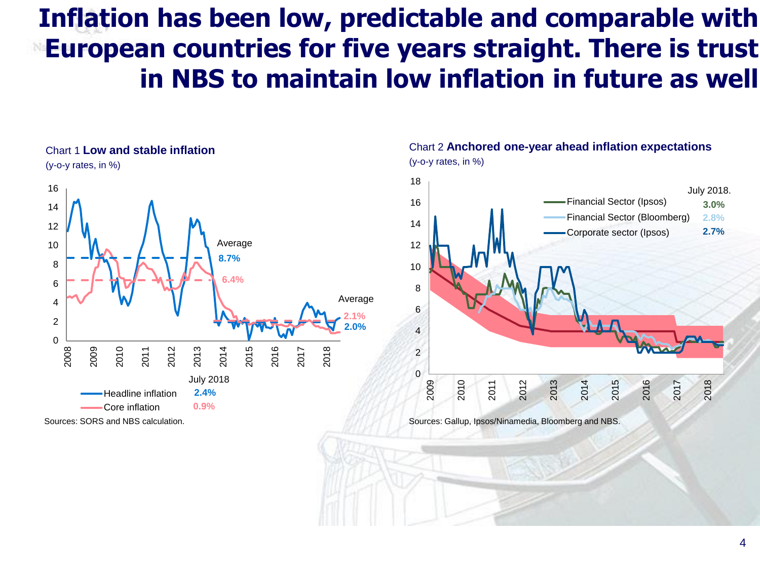# Inflation has been low, predictable and comparable with European countries for five years straight. There is trust in NBS to maintain low inflation in future as well

Chart 1 **Low and stable inflation**
(y-o-y rates, in %)

Average 8.7% | 6.4%

Average 2.1% | 2.0%

July 2018
- Headline inflation 2.4%
- Core inflation 0.9%

Sources: SORS and NBS calculation.

Chart 2 **Anchored one-year ahead inflation expectations**
(y-o-y rates, in %)

July 2018.
- Financial Sector (Ipsos) 3.0%
- Financial Sector (Bloomberg) 2.8%
- Corporate sector (Ipsos) 2.7%

Sources: Gallup, Ipsos/Ninamedia, Bloomberg and NBS.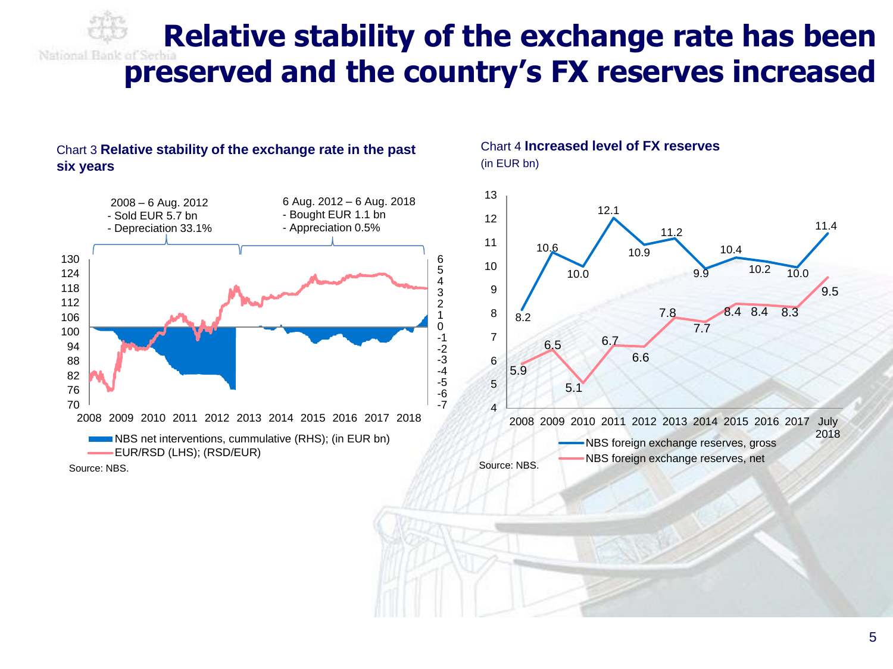# Relative stability of the exchange rate has been preserved and the country's FX reserves increased

Chart 3 **Relative stability of the exchange rate in the past six years**

2008 – 6 Aug. 2012
- Sold EUR 5.7 bn
- Depreciation 33.1%

6 Aug. 2012 – 6 Aug. 2018
- Bought EUR 1.1 bn
- Appreciation 0.5%

NBS net interventions, cummulative (RHS); (in EUR bn)
EUR/RSD (LHS); (RSD/EUR)

Source: NBS.

Chart 4 **Increased level of FX reserves**
(in EUR bn)

| | 2008 | 2009 | 2010 | 2011 | 2012 | 2013 | 2014 | 2015 | 2016 | 2017 | July 2018 |
|---|---|---|---|---|---|---|---|---|---|---|---|
| NBS foreign exchange reserves, gross | 8.2 | 10.6 | 10.0 | 12.1 | 10.9 | 11.2 | 9.9 | 10.4 | 10.2 | 10.0 | 11.4 |
| NBS foreign exchange reserves, net | 5.9 | 6.5 | 5.1 | 6.7 | 6.6 | 7.8 | 7.7 | 8.4 | 8.4 | 8.3 | 9.5 |

Source: NBS.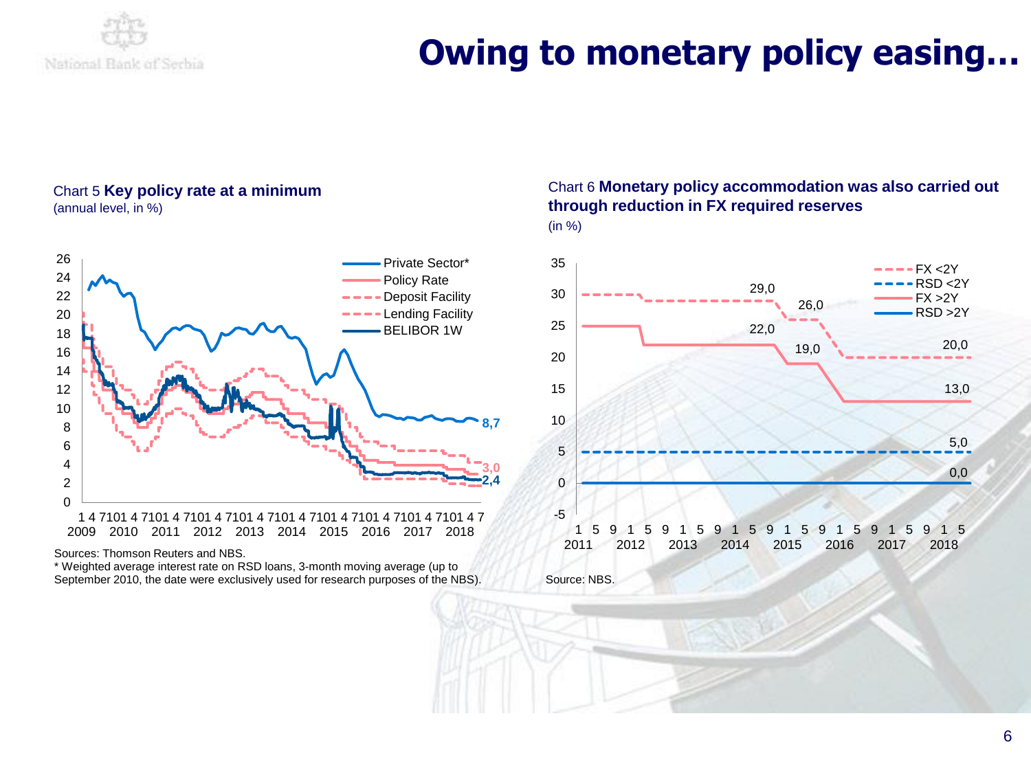# Owing to monetary policy easing…

Chart 5 **Key policy rate at a minimum**
(annual level, in %)

Private Sector*
Policy Rate
Deposit Facility
Lending Facility
BELIBOR 1W

8,7
3,0
2,4

Sources: Thomson Reuters and NBS.
* Weighted average interest rate on RSD loans, 3-month moving average (up to September 2010, the date were exclusively used for research purposes of the NBS).

Chart 6 **Monetary policy accommodation was also carried out through reduction in FX required reserves**
(in %)

FX <2Y
RSD <2Y
FX >2Y
RSD >2Y

29,0
26,0
22,0
19,0
20,0
13,0
5,0
0,0

Source: NBS.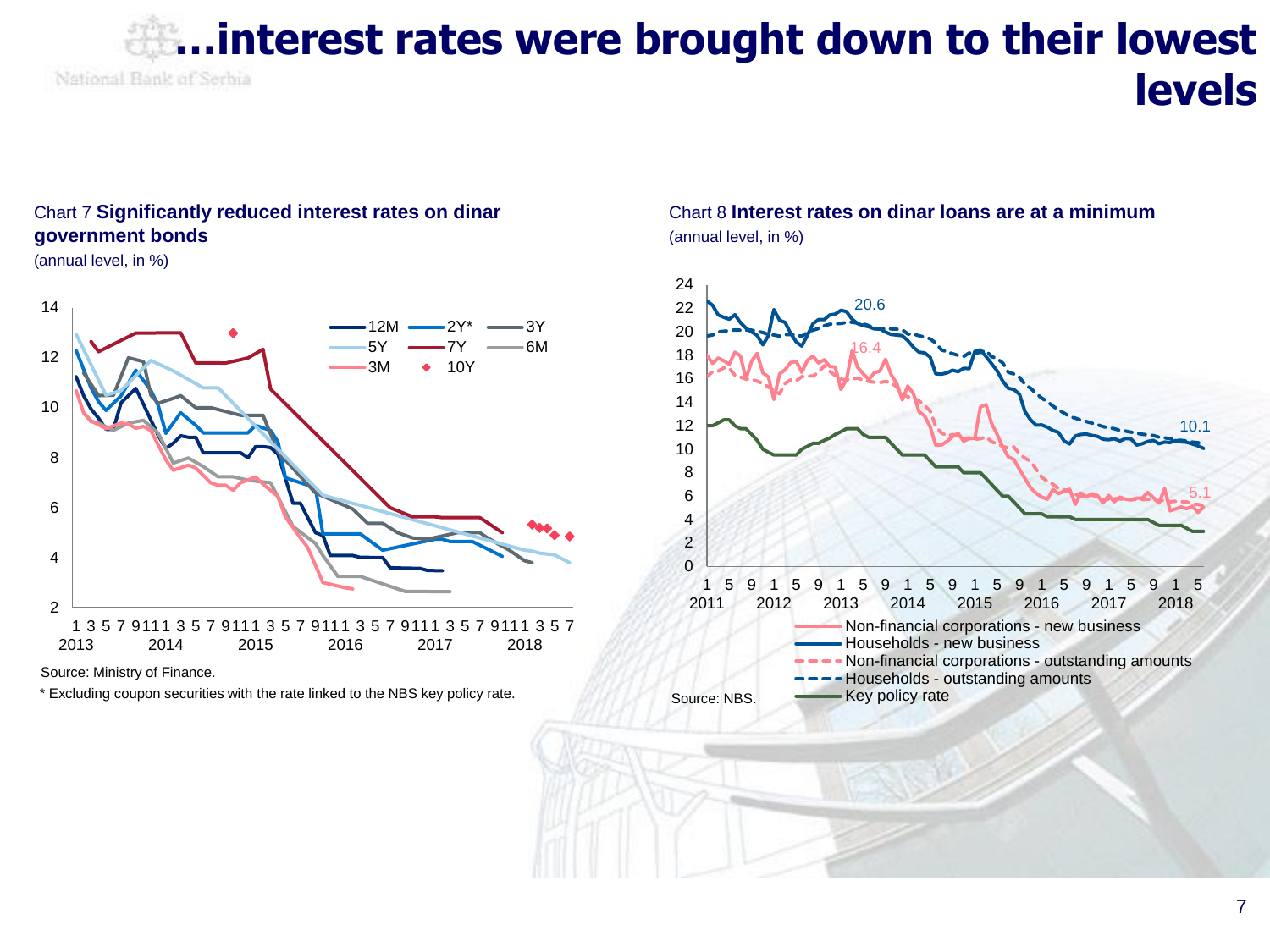# …interest rates were brought down to their lowest levels

Chart 7 **Significantly reduced interest rates on dinar government bonds**

(annual level, in %)

Source: Ministry of Finance.

* Excluding coupon securities with the rate linked to the NBS key policy rate.

Chart 8 **Interest rates on dinar loans are at a minimum**

(annual level, in %)

Source: NBS.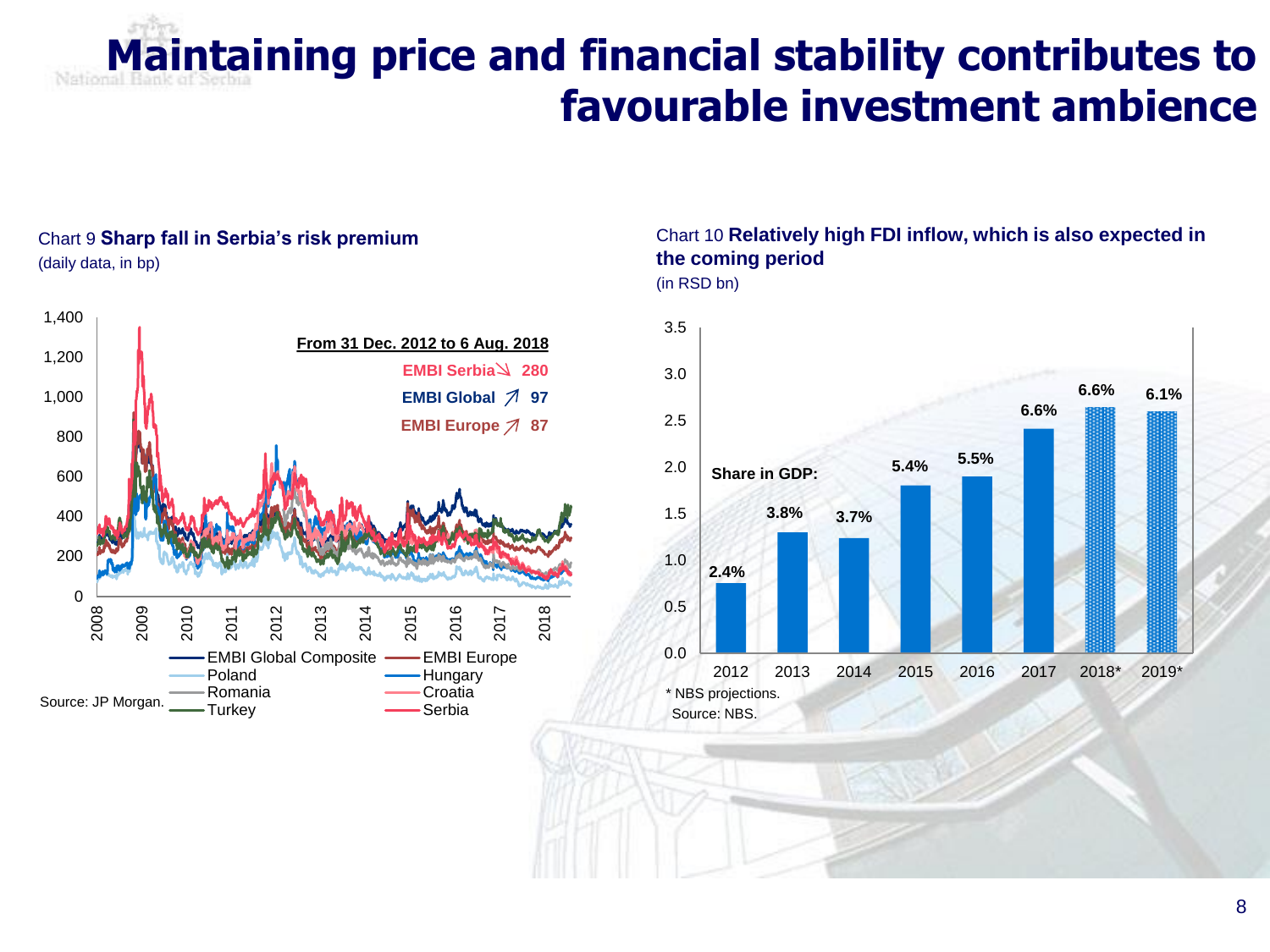# Maintaining price and financial stability contributes to favourable investment ambience

Chart 9 **Sharp fall in Serbia's risk premium**

(daily data, in bp)

**From 31 Dec. 2012 to 6 Aug. 2018**

EMBI Serbia ↘ 280

EMBI Global ↗ 97

EMBI Europe ↗ 87

Legend: EMBI Global Composite, EMBI Europe, Poland, Hungary, Romania, Croatia, Turkey, Serbia

Source: JP Morgan.

Chart 10 **Relatively high FDI inflow, which is also expected in the coming period**

(in RSD bn)

| Year | Share in GDP |
| --- | --- |
| 2012 | 2.4% |
| 2013 | 3.8% |
| 2014 | 3.7% |
| 2015 | 5.4% |
| 2016 | 5.5% |
| 2017 | 6.6% |
| 2018* | 6.6% |
| 2019* | 6.1% |

\* NBS projections.

Source: NBS.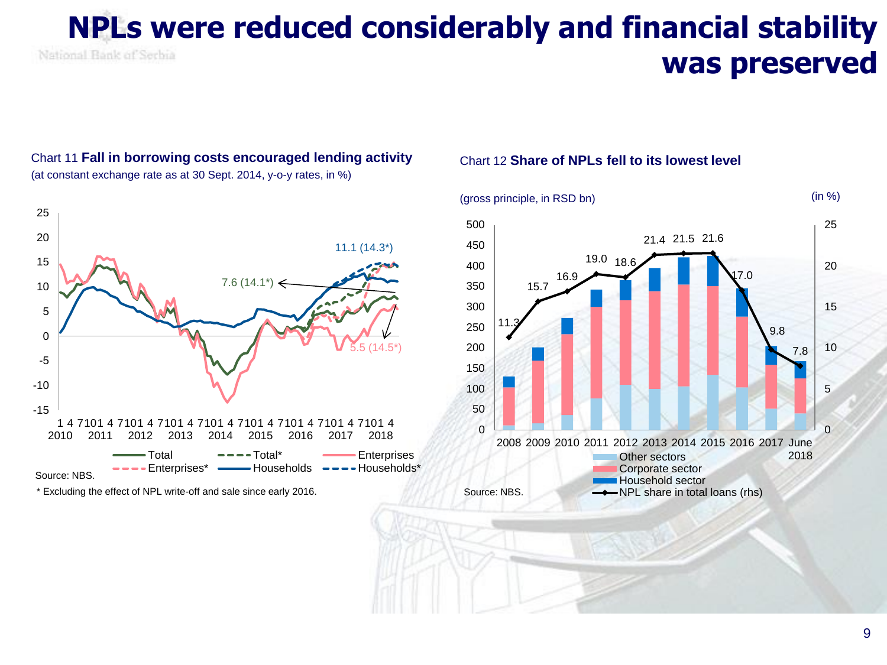# NPLs were reduced considerably and financial stability was preserved

Chart 11 **Fall in borrowing costs encouraged lending activity**

(at constant exchange rate as at 30 Sept. 2014, y-o-y rates, in %)

Source: NBS.

\* Excluding the effect of NPL write-off and sale since early 2016.

Chart 12 **Share of NPLs fell to its lowest level**

(gross principle, in RSD bn) (in %)

Source: NBS.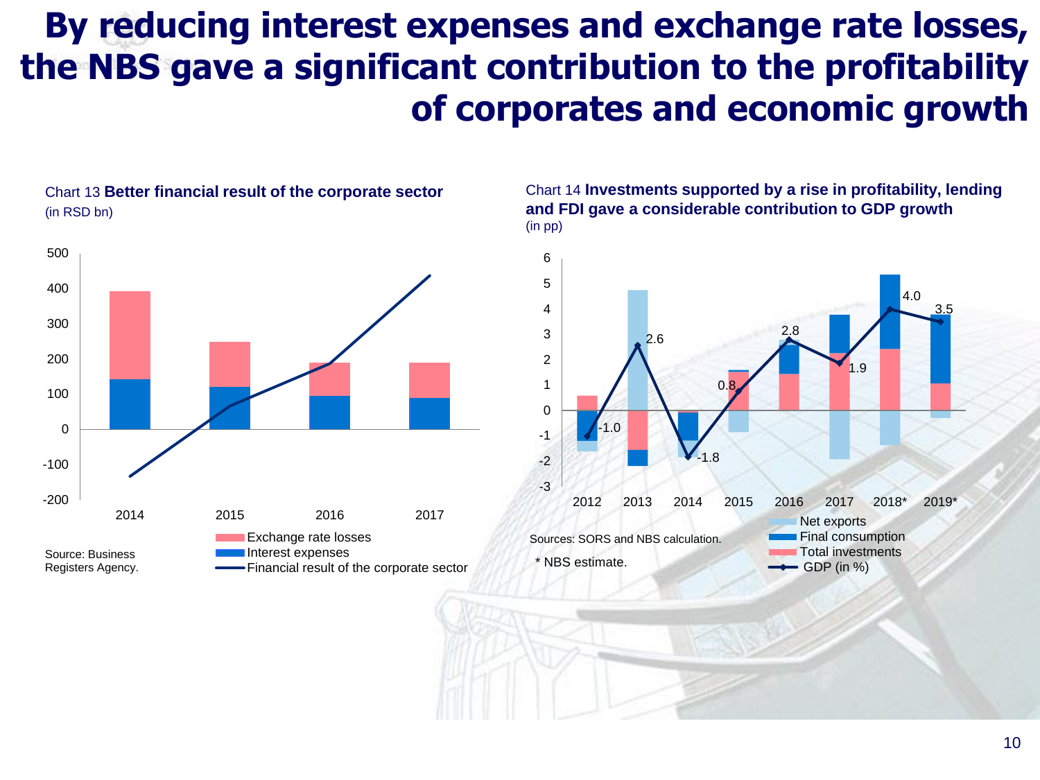# By reducing interest expenses and exchange rate losses, the NBS gave a significant contribution to the profitability of corporates and economic growth

Chart 13 **Better financial result of the corporate sector**
(in RSD bn)

500
400
300
200
100
0
-100
-200

2014
2015
2016
2017

Exchange rate losses
Interest expenses
Financial result of the corporate sector

Source: Business Registers Agency.

Chart 14 **Investments supported by a rise in profitability, lending and FDI gave a considerable contribution to GDP growth**
(in pp)

6
5
4
3
2
1
0
-1
-2
-3

-1.0
2.6
-1.8
0.8
2.8
1.9
4.0
3.5

2012
2013
2014
2015
2016
2017
2018*
2019*

Net exports
Final consumption
Total investments
GDP (in %)

Sources: SORS and NBS calculation.

\* NBS estimate.